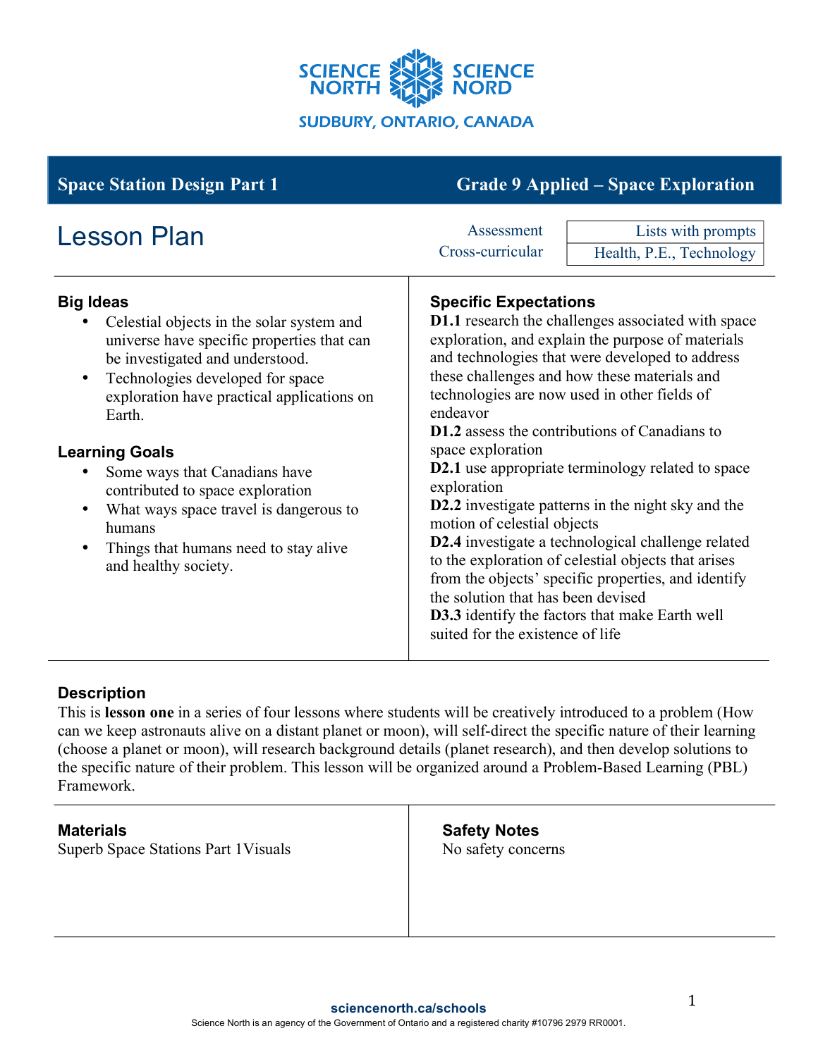SCIENCE NORTH SCIENCE NORD

SUDBURY, ONTARIO, CANADA

**Space Station Design Part 1** | **Grade 9 Applied – Space Exploration**

# Lesson Plan

| | |
|---|---|
| Assessment | Lists with prompts |
| Cross-curricular | Health, P.E., Technology |

### Big Ideas

- Celestial objects in the solar system and universe have specific properties that can be investigated and understood.
- Technologies developed for space exploration have practical applications on Earth.

### Learning Goals

- Some ways that Canadians have contributed to space exploration
- What ways space travel is dangerous to humans
- Things that humans need to stay alive and healthy society.

### Specific Expectations

**D1.1** research the challenges associated with space exploration, and explain the purpose of materials and technologies that were developed to address these challenges and how these materials and technologies are now used in other fields of endeavor

**D1.2** assess the contributions of Canadians to space exploration

**D2.1** use appropriate terminology related to space exploration

**D2.2** investigate patterns in the night sky and the motion of celestial objects

**D2.4** investigate a technological challenge related to the exploration of celestial objects that arises from the objects' specific properties, and identify the solution that has been devised

**D3.3** identify the factors that make Earth well suited for the existence of life

### Description

This is **lesson one** in a series of four lessons where students will be creatively introduced to a problem (How can we keep astronauts alive on a distant planet or moon), will self-direct the specific nature of their learning (choose a planet or moon), will research background details (planet research), and then develop solutions to the specific nature of their problem. This lesson will be organized around a Problem-Based Learning (PBL) Framework.

### Materials

Superb Space Stations Part 1Visuals

### Safety Notes

No safety concerns

sciencenorth.ca/schools

Science North is an agency of the Government of Ontario and a registered charity #10796 2979 RR0001.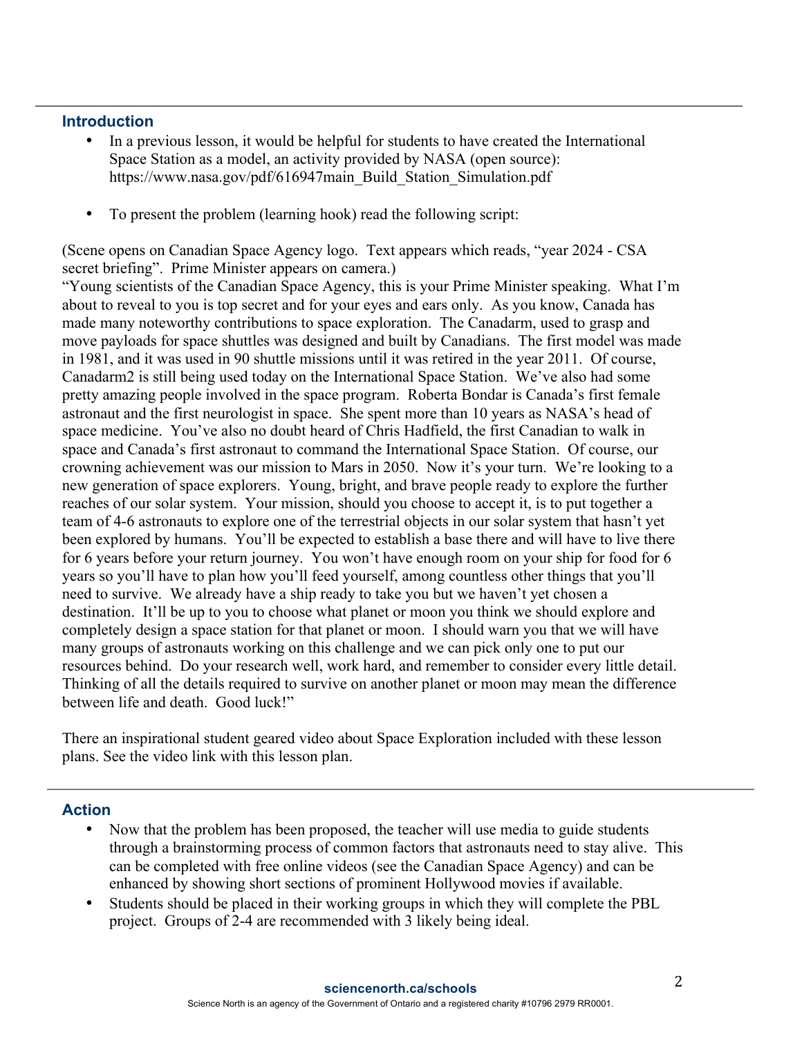## Introduction

- In a previous lesson, it would be helpful for students to have created the International Space Station as a model, an activity provided by NASA (open source): https://www.nasa.gov/pdf/616947main_Build_Station_Simulation.pdf

- To present the problem (learning hook) read the following script:

(Scene opens on Canadian Space Agency logo. Text appears which reads, "year 2024 - CSA secret briefing". Prime Minister appears on camera.)

"Young scientists of the Canadian Space Agency, this is your Prime Minister speaking. What I'm about to reveal to you is top secret and for your eyes and ears only. As you know, Canada has made many noteworthy contributions to space exploration. The Canadarm, used to grasp and move payloads for space shuttles was designed and built by Canadians. The first model was made in 1981, and it was used in 90 shuttle missions until it was retired in the year 2011. Of course, Canadarm2 is still being used today on the International Space Station. We've also had some pretty amazing people involved in the space program. Roberta Bondar is Canada's first female astronaut and the first neurologist in space. She spent more than 10 years as NASA's head of space medicine. You've also no doubt heard of Chris Hadfield, the first Canadian to walk in space and Canada's first astronaut to command the International Space Station. Of course, our crowning achievement was our mission to Mars in 2050. Now it's your turn. We're looking to a new generation of space explorers. Young, bright, and brave people ready to explore the further reaches of our solar system. Your mission, should you choose to accept it, is to put together a team of 4-6 astronauts to explore one of the terrestrial objects in our solar system that hasn't yet been explored by humans. You'll be expected to establish a base there and will have to live there for 6 years before your return journey. You won't have enough room on your ship for food for 6 years so you'll have to plan how you'll feed yourself, among countless other things that you'll need to survive. We already have a ship ready to take you but we haven't yet chosen a destination. It'll be up to you to choose what planet or moon you think we should explore and completely design a space station for that planet or moon. I should warn you that we will have many groups of astronauts working on this challenge and we can pick only one to put our resources behind. Do your research well, work hard, and remember to consider every little detail. Thinking of all the details required to survive on another planet or moon may mean the difference between life and death. Good luck!"

There an inspirational student geared video about Space Exploration included with these lesson plans. See the video link with this lesson plan.

## Action

- Now that the problem has been proposed, the teacher will use media to guide students through a brainstorming process of common factors that astronauts need to stay alive. This can be completed with free online videos (see the Canadian Space Agency) and can be enhanced by showing short sections of prominent Hollywood movies if available.
- Students should be placed in their working groups in which they will complete the PBL project. Groups of 2-4 are recommended with 3 likely being ideal.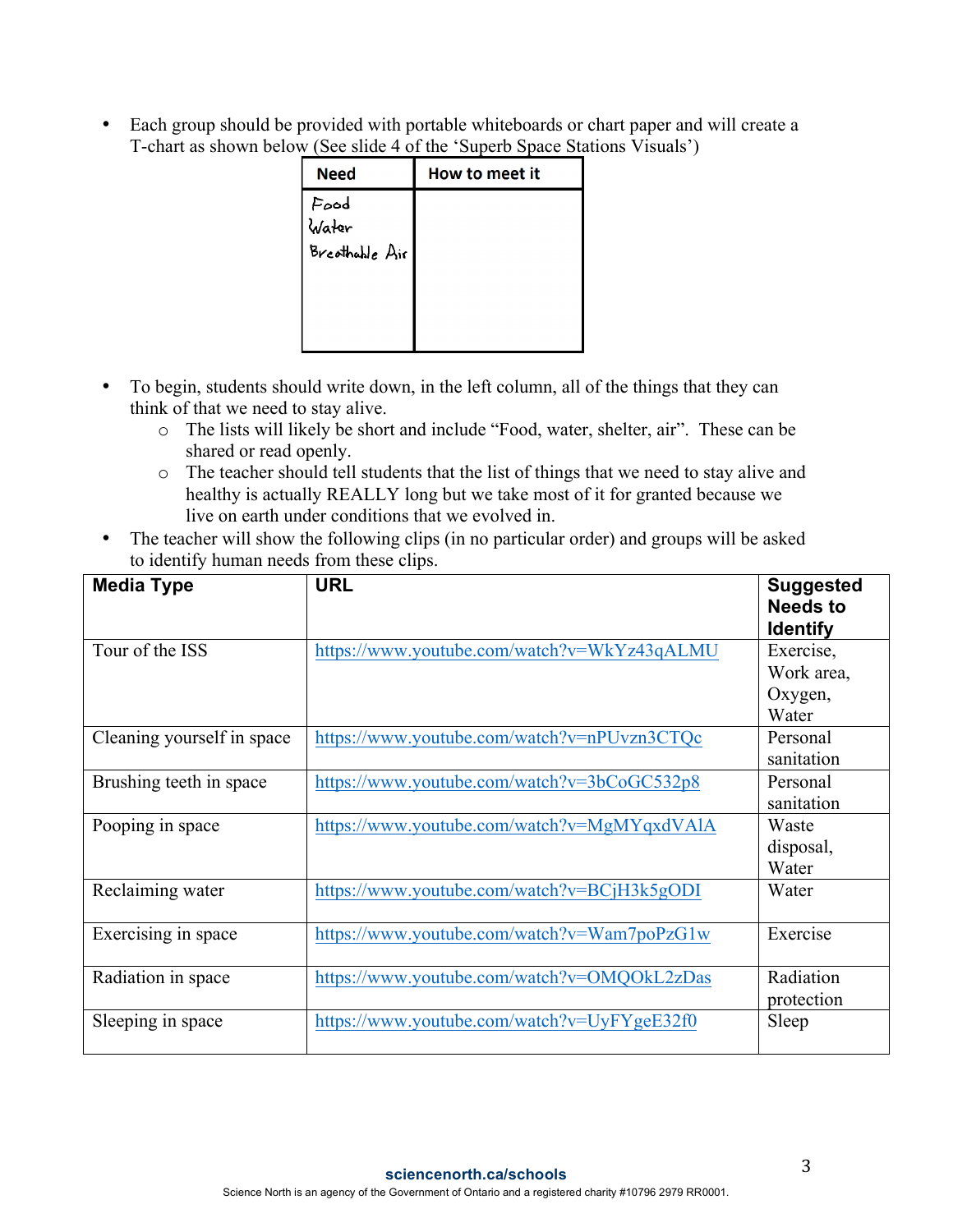- Each group should be provided with portable whiteboards or chart paper and will create a T-chart as shown below (See slide 4 of the 'Superb Space Stations Visuals')

| Need | How to meet it |
|---|---|
| Food<br>Water<br>Breathable Air | |

- To begin, students should write down, in the left column, all of the things that they can think of that we need to stay alive.
  - The lists will likely be short and include "Food, water, shelter, air". These can be shared or read openly.
  - The teacher should tell students that the list of things that we need to stay alive and healthy is actually REALLY long but we take most of it for granted because we live on earth under conditions that we evolved in.
- The teacher will show the following clips (in no particular order) and groups will be asked to identify human needs from these clips.

| Media Type | URL | Suggested Needs to Identify |
|---|---|---|
| Tour of the ISS | https://www.youtube.com/watch?v=WkYz43qALMU | Exercise, Work area, Oxygen, Water |
| Cleaning yourself in space | https://www.youtube.com/watch?v=nPUvzn3CTQc | Personal sanitation |
| Brushing teeth in space | https://www.youtube.com/watch?v=3bCoGC532p8 | Personal sanitation |
| Pooping in space | https://www.youtube.com/watch?v=MgMYqxdVAlA | Waste disposal, Water |
| Reclaiming water | https://www.youtube.com/watch?v=BCjH3k5gODI | Water |
| Exercising in space | https://www.youtube.com/watch?v=Wam7poPzG1w | Exercise |
| Radiation in space | https://www.youtube.com/watch?v=OMQOkL2zDas | Radiation protection |
| Sleeping in space | https://www.youtube.com/watch?v=UyFYgeE32f0 | Sleep |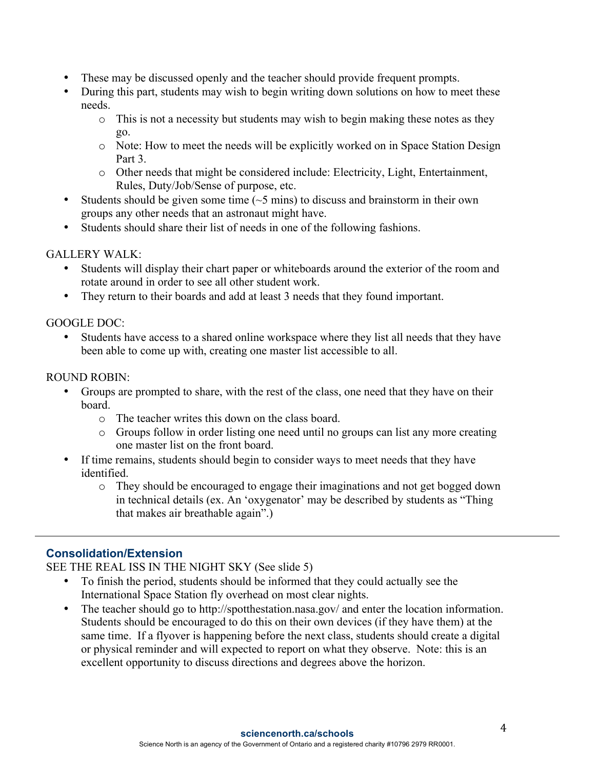- These may be discussed openly and the teacher should provide frequent prompts.
- During this part, students may wish to begin writing down solutions on how to meet these needs.
    - This is not a necessity but students may wish to begin making these notes as they go.
    - Note: How to meet the needs will be explicitly worked on in Space Station Design Part 3.
    - Other needs that might be considered include: Electricity, Light, Entertainment, Rules, Duty/Job/Sense of purpose, etc.
- Students should be given some time (~5 mins) to discuss and brainstorm in their own groups any other needs that an astronaut might have.
- Students should share their list of needs in one of the following fashions.

GALLERY WALK:

- Students will display their chart paper or whiteboards around the exterior of the room and rotate around in order to see all other student work.
- They return to their boards and add at least 3 needs that they found important.

GOOGLE DOC:

- Students have access to a shared online workspace where they list all needs that they have been able to come up with, creating one master list accessible to all.

ROUND ROBIN:

- Groups are prompted to share, with the rest of the class, one need that they have on their board.
    - The teacher writes this down on the class board.
    - Groups follow in order listing one need until no groups can list any more creating one master list on the front board.
- If time remains, students should begin to consider ways to meet needs that they have identified.
    - They should be encouraged to engage their imaginations and not get bogged down in technical details (ex. An 'oxygenator' may be described by students as "Thing that makes air breathable again".)

---

## Consolidation/Extension

SEE THE REAL ISS IN THE NIGHT SKY (See slide 5)

- To finish the period, students should be informed that they could actually see the International Space Station fly overhead on most clear nights.
- The teacher should go to http://spotthestation.nasa.gov/ and enter the location information. Students should be encouraged to do this on their own devices (if they have them) at the same time. If a flyover is happening before the next class, students should create a digital or physical reminder and will expected to report on what they observe. Note: this is an excellent opportunity to discuss directions and degrees above the horizon.